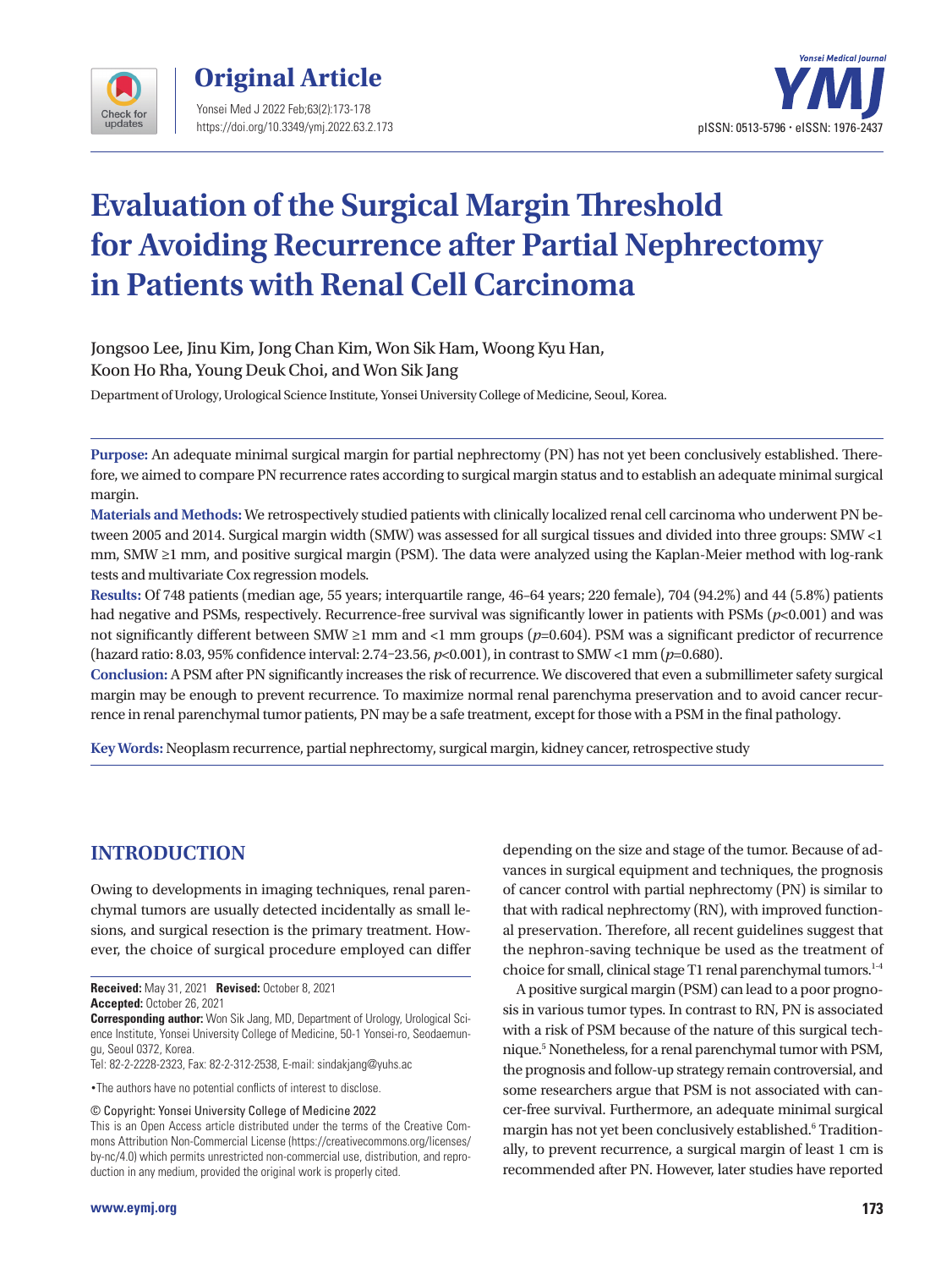Original Article

# Evaluation of the Surgical Margin Threshold for Avoiding Recurrence after Partial Nephrectomy in Patients with Renal Cell Carcinoma

Jongsoo Lee, Jinu Kim, Jong Chan Kim, Won Sik Ham, Woong Kyu Han, Koon Ho Rha, Young Deuk Choi, and Won Sik Jang

Department of Urology, Urological Science Institute, Yonsei University College of Medicine, Seoul, Korea.

**Purpose:** An adequate minimal surgical margin for partial nephrectomy (PN) has not yet been conclusively established. Therefore, we aimed to compare PN recurrence rates according to surgical margin status and to establish an adequate minimal surgical margin.

**Materials and Methods:** We retrospectively studied patients with clinically localized renal cell carcinoma who underwent PN between 2005 and 2014. Surgical margin width (SMW) was assessed for all surgical tissues and divided into three groups: SMW <1 mm, SMW ≥1 mm, and positive surgical margin (PSM). The data were analyzed using the Kaplan-Meier method with log-rank tests and multivariate Cox regression models.

**Results:** Of 748 patients (median age, 55 years; interquartile range, 46–64 years; 220 female), 704 (94.2%) and 44 (5.8%) patients had negative and PSMs, respectively. Recurrence-free survival was significantly lower in patients with PSMs ($p<0.001$) and was not significantly different between SMW ≥1 mm and <1 mm groups ($p=0.604$). PSM was a significant predictor of recurrence (hazard ratio: 8.03, 95% confidence interval: 2.74–23.56, $p<0.001$), in contrast to SMW <1 mm ($p=0.680$).

**Conclusion:** A PSM after PN significantly increases the risk of recurrence. We discovered that even a submillimeter safety surgical margin may be enough to prevent recurrence. To maximize normal renal parenchyma preservation and to avoid cancer recurrence in renal parenchymal tumor patients, PN may be a safe treatment, except for those with a PSM in the final pathology.

**Key Words:** Neoplasm recurrence, partial nephrectomy, surgical margin, kidney cancer, retrospective study

## INTRODUCTION

Owing to developments in imaging techniques, renal parenchymal tumors are usually detected incidentally as small lesions, and surgical resection is the primary treatment. However, the choice of surgical procedure employed can differ depending on the size and stage of the tumor. Because of advances in surgical equipment and techniques, the prognosis of cancer control with partial nephrectomy (PN) is similar to that with radical nephrectomy (RN), with improved functional preservation. Therefore, all recent guidelines suggest that the nephron-saving technique be used as the treatment of choice for small, clinical stage T1 renal parenchymal tumors.[1-4]

A positive surgical margin (PSM) can lead to a poor prognosis in various tumor types. In contrast to RN, PN is associated with a risk of PSM because of the nature of this surgical technique.[5] Nonetheless, for a renal parenchymal tumor with PSM, the prognosis and follow-up strategy remain controversial, and some researchers argue that PSM is not associated with cancer-free survival. Furthermore, an adequate minimal surgical margin has not yet been conclusively established.[6] Traditionally, to prevent recurrence, a surgical margin of least 1 cm is recommended after PN. However, later studies have reported

**Received:** May 31, 2021 **Revised:** October 8, 2021
**Accepted:** October 26, 2021
**Corresponding author:** Won Sik Jang, MD, Department of Urology, Urological Science Institute, Yonsei University College of Medicine, 50-1 Yonsei-ro, Seodaemun-gu, Seoul 0372, Korea.
Tel: 82-2-2228-2323, Fax: 82-2-312-2538, E-mail: sindakjang@yuhs.ac

•The authors have no potential conflicts of interest to disclose.

© Copyright: Yonsei University College of Medicine 2022
This is an Open Access article distributed under the terms of the Creative Commons Attribution Non-Commercial License (https://creativecommons.org/licenses/by-nc/4.0) which permits unrestricted non-commercial use, distribution, and reproduction in any medium, provided the original work is properly cited.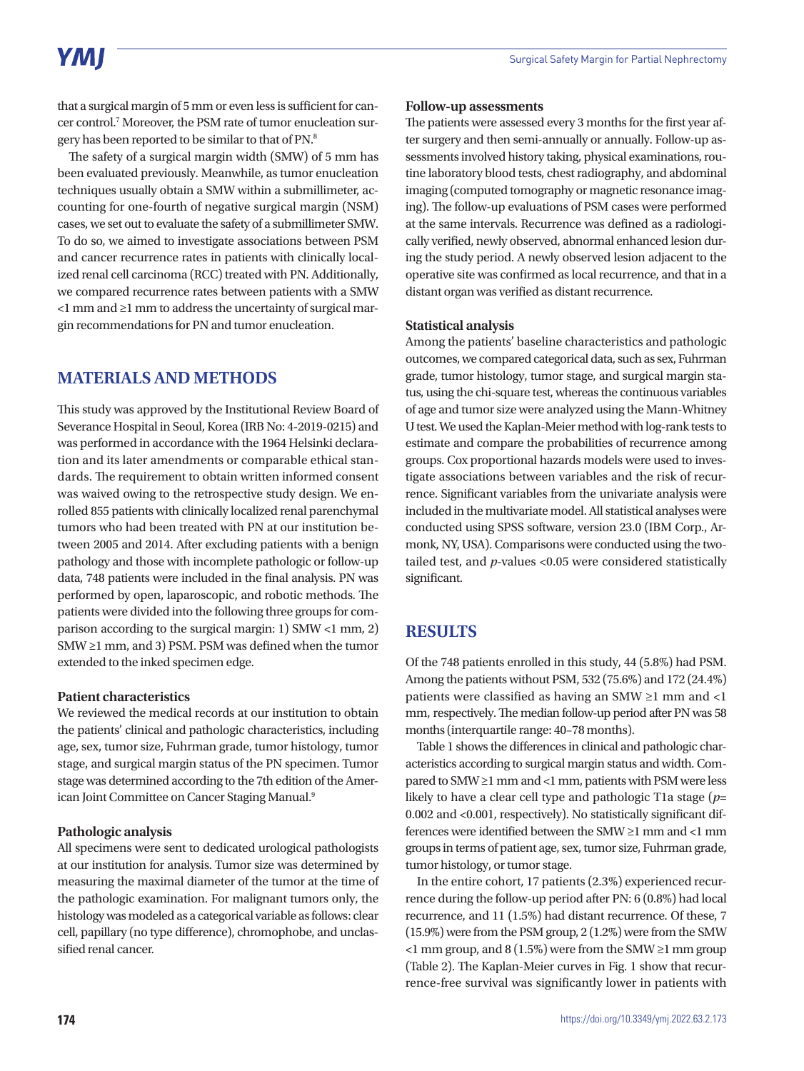that a surgical margin of 5 mm or even less is sufficient for cancer control.[7] Moreover, the PSM rate of tumor enucleation surgery has been reported to be similar to that of PN.[8]

The safety of a surgical margin width (SMW) of 5 mm has been evaluated previously. Meanwhile, as tumor enucleation techniques usually obtain a SMW within a submillimeter, accounting for one-fourth of negative surgical margin (NSM) cases, we set out to evaluate the safety of a submillimeter SMW. To do so, we aimed to investigate associations between PSM and cancer recurrence rates in patients with clinically localized renal cell carcinoma (RCC) treated with PN. Additionally, we compared recurrence rates between patients with a SMW <1 mm and ≥1 mm to address the uncertainty of surgical margin recommendations for PN and tumor enucleation.

## MATERIALS AND METHODS

This study was approved by the Institutional Review Board of Severance Hospital in Seoul, Korea (IRB No: 4-2019-0215) and was performed in accordance with the 1964 Helsinki declaration and its later amendments or comparable ethical standards. The requirement to obtain written informed consent was waived owing to the retrospective study design. We enrolled 855 patients with clinically localized renal parenchymal tumors who had been treated with PN at our institution between 2005 and 2014. After excluding patients with a benign pathology and those with incomplete pathologic or follow-up data, 748 patients were included in the final analysis. PN was performed by open, laparoscopic, and robotic methods. The patients were divided into the following three groups for comparison according to the surgical margin: 1) SMW <1 mm, 2) SMW ≥1 mm, and 3) PSM. PSM was defined when the tumor extended to the inked specimen edge.

### Patient characteristics

We reviewed the medical records at our institution to obtain the patients' clinical and pathologic characteristics, including age, sex, tumor size, Fuhrman grade, tumor histology, tumor stage, and surgical margin status of the PN specimen. Tumor stage was determined according to the 7th edition of the American Joint Committee on Cancer Staging Manual.[9]

### Pathologic analysis

All specimens were sent to dedicated urological pathologists at our institution for analysis. Tumor size was determined by measuring the maximal diameter of the tumor at the time of the pathologic examination. For malignant tumors only, the histology was modeled as a categorical variable as follows: clear cell, papillary (no type difference), chromophobe, and unclassified renal cancer.

### Follow-up assessments

The patients were assessed every 3 months for the first year after surgery and then semi-annually or annually. Follow-up assessments involved history taking, physical examinations, routine laboratory blood tests, chest radiography, and abdominal imaging (computed tomography or magnetic resonance imaging). The follow-up evaluations of PSM cases were performed at the same intervals. Recurrence was defined as a radiologically verified, newly observed, abnormal enhanced lesion during the study period. A newly observed lesion adjacent to the operative site was confirmed as local recurrence, and that in a distant organ was verified as distant recurrence.

### Statistical analysis

Among the patients' baseline characteristics and pathologic outcomes, we compared categorical data, such as sex, Fuhrman grade, tumor histology, tumor stage, and surgical margin status, using the chi-square test, whereas the continuous variables of age and tumor size were analyzed using the Mann-Whitney U test. We used the Kaplan-Meier method with log-rank tests to estimate and compare the probabilities of recurrence among groups. Cox proportional hazards models were used to investigate associations between variables and the risk of recurrence. Significant variables from the univariate analysis were included in the multivariate model. All statistical analyses were conducted using SPSS software, version 23.0 (IBM Corp., Armonk, NY, USA). Comparisons were conducted using the two-tailed test, and $p$-values <0.05 were considered statistically significant.

## RESULTS

Of the 748 patients enrolled in this study, 44 (5.8%) had PSM. Among the patients without PSM, 532 (75.6%) and 172 (24.4%) patients were classified as having an SMW ≥1 mm and <1 mm, respectively. The median follow-up period after PN was 58 months (interquartile range: 40–78 months).

Table 1 shows the differences in clinical and pathologic characteristics according to surgical margin status and width. Compared to SMW ≥1 mm and <1 mm, patients with PSM were less likely to have a clear cell type and pathologic T1a stage ($p$=0.002 and <0.001, respectively). No statistically significant differences were identified between the SMW ≥1 mm and <1 mm groups in terms of patient age, sex, tumor size, Fuhrman grade, tumor histology, or tumor stage.

In the entire cohort, 17 patients (2.3%) experienced recurrence during the follow-up period after PN: 6 (0.8%) had local recurrence, and 11 (1.5%) had distant recurrence. Of these, 7 (15.9%) were from the PSM group, 2 (1.2%) were from the SMW <1 mm group, and 8 (1.5%) were from the SMW ≥1 mm group (Table 2). The Kaplan-Meier curves in Fig. 1 show that recurrence-free survival was significantly lower in patients with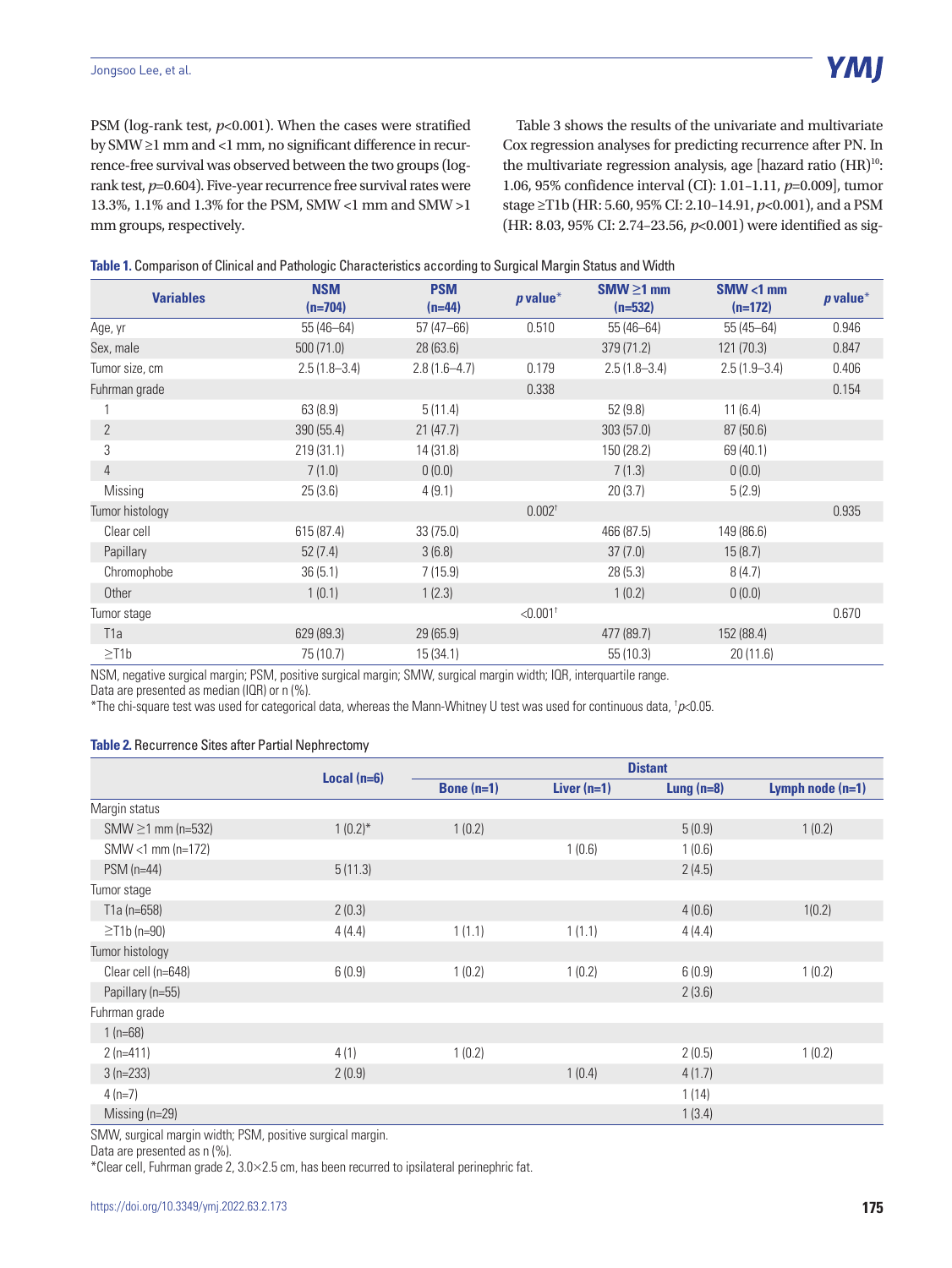PSM (log-rank test, $p<0.001$). When the cases were stratified by SMW ≥1 mm and <1 mm, no significant difference in recurrence-free survival was observed between the two groups (log-rank test, $p=0.604$). Five-year recurrence free survival rates were 13.3%, 1.1% and 1.3% for the PSM, SMW <1 mm and SMW >1 mm groups, respectively.

Table 3 shows the results of the univariate and multivariate Cox regression analyses for predicting recurrence after PN. In the multivariate regression analysis, age [hazard ratio (HR)[10]: 1.06, 95% confidence interval (CI): 1.01–1.11, $p=0.009$], tumor stage ≥T1b (HR: 5.60, 95% CI: 2.10–14.91, $p<0.001$), and a PSM (HR: 8.03, 95% CI: 2.74–23.56, $p<0.001$) were identified as sig-

**Table 1.** Comparison of Clinical and Pathologic Characteristics according to Surgical Margin Status and Width

| Variables | NSM (n=704) | PSM (n=44) | *p* value* | SMW ≥1 mm (n=532) | SMW <1 mm (n=172) | *p* value* |
|---|---|---|---|---|---|---|
| Age, yr | 55 (46–64) | 57 (47–66) | 0.510 | 55 (46–64) | 55 (45–64) | 0.946 |
| Sex, male | 500 (71.0) | 28 (63.6) | | 379 (71.2) | 121 (70.3) | 0.847 |
| Tumor size, cm | 2.5 (1.8–3.4) | 2.8 (1.6–4.7) | 0.179 | 2.5 (1.8–3.4) | 2.5 (1.9–3.4) | 0.406 |
| Fuhrman grade | | | 0.338 | | | 0.154 |
| 1 | 63 (8.9) | 5 (11.4) | | 52 (9.8) | 11 (6.4) | |
| 2 | 390 (55.4) | 21 (47.7) | | 303 (57.0) | 87 (50.6) | |
| 3 | 219 (31.1) | 14 (31.8) | | 150 (28.2) | 69 (40.1) | |
| 4 | 7 (1.0) | 0 (0.0) | | 7 (1.3) | 0 (0.0) | |
| Missing | 25 (3.6) | 4 (9.1) | | 20 (3.7) | 5 (2.9) | |
| Tumor histology | | | 0.002† | | | 0.935 |
| Clear cell | 615 (87.4) | 33 (75.0) | | 466 (87.5) | 149 (86.6) | |
| Papillary | 52 (7.4) | 3 (6.8) | | 37 (7.0) | 15 (8.7) | |
| Chromophobe | 36 (5.1) | 7 (15.9) | | 28 (5.3) | 8 (4.7) | |
| Other | 1 (0.1) | 1 (2.3) | | 1 (0.2) | 0 (0.0) | |
| Tumor stage | | | <0.001† | | | 0.670 |
| T1a | 629 (89.3) | 29 (65.9) | | 477 (89.7) | 152 (88.4) | |
| ≥T1b | 75 (10.7) | 15 (34.1) | | 55 (10.3) | 20 (11.6) | |

NSM, negative surgical margin; PSM, positive surgical margin; SMW, surgical margin width; IQR, interquartile range.
Data are presented as median (IQR) or n (%).
*The chi-square test was used for categorical data, whereas the Mann-Whitney U test was used for continuous data, †$p<0.05$.

**Table 2.** Recurrence Sites after Partial Nephrectomy

| | Local (n=6) | Distant | | | |
|---|---|---|---|---|---|
| | | Bone (n=1) | Liver (n=1) | Lung (n=8) | Lymph node (n=1) |
| Margin status | | | | | |
| SMW ≥1 mm (n=532) | 1 (0.2)* | 1 (0.2) | | 5 (0.9) | 1 (0.2) |
| SMW <1 mm (n=172) | | | 1 (0.6) | 1 (0.6) | |
| PSM (n=44) | 5 (11.3) | | | 2 (4.5) | |
| Tumor stage | | | | | |
| T1a (n=658) | 2 (0.3) | | | 4 (0.6) | 1(0.2) |
| ≥T1b (n=90) | 4 (4.4) | 1 (1.1) | 1 (1.1) | 4 (4.4) | |
| Tumor histology | | | | | |
| Clear cell (n=648) | 6 (0.9) | 1 (0.2) | 1 (0.2) | 6 (0.9) | 1 (0.2) |
| Papillary (n=55) | | | | 2 (3.6) | |
| Fuhrman grade | | | | | |
| 1 (n=68) | | | | | |
| 2 (n=411) | 4 (1) | 1 (0.2) | | 2 (0.5) | 1 (0.2) |
| 3 (n=233) | 2 (0.9) | | 1 (0.4) | 4 (1.7) | |
| 4 (n=7) | | | | 1 (14) | |
| Missing (n=29) | | | | 1 (3.4) | |

SMW, surgical margin width; PSM, positive surgical margin.
Data are presented as n (%).
*Clear cell, Fuhrman grade 2, 3.0×2.5 cm, has been recurred to ipsilateral perinephric fat.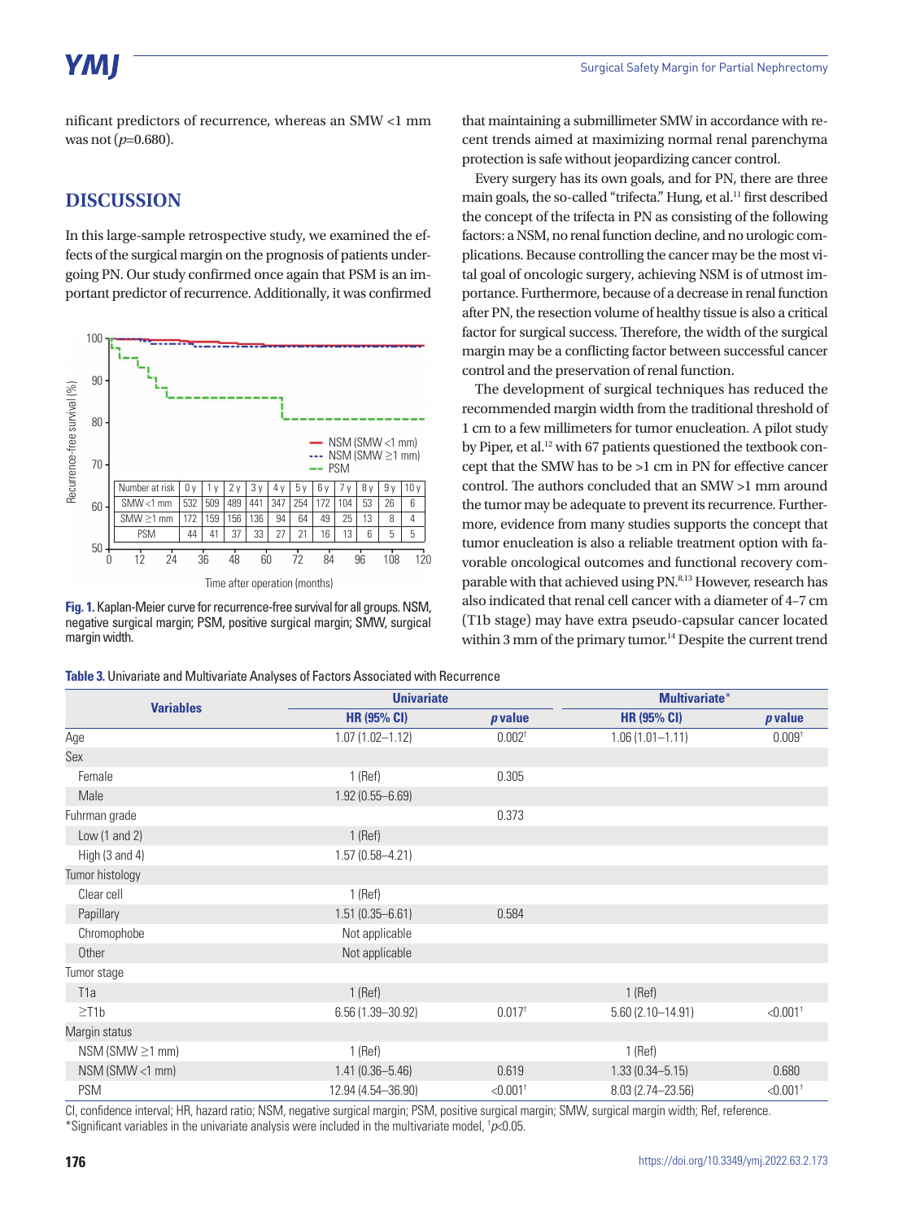nificant predictors of recurrence, whereas an SMW <1 mm was not (*p*=0.680).

## DISCUSSION

In this large-sample retrospective study, we examined the effects of the surgical margin on the prognosis of patients undergoing PN. Our study confirmed once again that PSM is an important predictor of recurrence. Additionally, it was confirmed that maintaining a submillimeter SMW in accordance with recent trends aimed at maximizing normal renal parenchyma protection is safe without jeopardizing cancer control.

Every surgery has its own goals, and for PN, there are three main goals, the so-called "trifecta." Hung, et al.[11] first described the concept of the trifecta in PN as consisting of the following factors: a NSM, no renal function decline, and no urologic complications. Because controlling the cancer may be the most vital goal of oncologic surgery, achieving NSM is of utmost importance. Furthermore, because of a decrease in renal function after PN, the resection volume of healthy tissue is also a critical factor for surgical success. Therefore, the width of the surgical margin may be a conflicting factor between successful cancer control and the preservation of renal function.

The development of surgical techniques has reduced the recommended margin width from the traditional threshold of 1 cm to a few millimeters for tumor enucleation. A pilot study by Piper, et al.[12] with 67 patients questioned the textbook concept that the SMW has to be >1 cm in PN for effective cancer control. The authors concluded that an SMW >1 mm around the tumor may be adequate to prevent its recurrence. Furthermore, evidence from many studies supports the concept that tumor enucleation is also a reliable treatment option with favorable oncological outcomes and functional recovery comparable with that achieved using PN.[8,13] However, research has also indicated that renal cell cancer with a diameter of 4–7 cm (T1b stage) may have extra pseudo-capsular cancer located within 3 mm of the primary tumor.[14] Despite the current trend

| Number at risk | 0 y | 1 y | 2 y | 3 y | 4 y | 5 y | 6 y | 7 y | 8 y | 9 y | 10 y |
|---|---|---|---|---|---|---|---|---|---|---|---|
| SMW <1 mm | 532 | 509 | 489 | 441 | 347 | 254 | 172 | 104 | 53 | 26 | 6 |
| SMW ≥1 mm | 172 | 159 | 156 | 136 | 94 | 64 | 49 | 25 | 13 | 8 | 4 |
| PSM | 44 | 41 | 37 | 33 | 27 | 21 | 16 | 13 | 6 | 5 | 5 |

**Fig. 1.** Kaplan-Meier curve for recurrence-free survival for all groups. NSM, negative surgical margin; PSM, positive surgical margin; SMW, surgical margin width.

**Table 3.** Univariate and Multivariate Analyses of Factors Associated with Recurrence

| Variables | Univariate | | Multivariate* | |
|---|---|---|---|---|
| | HR (95% CI) | *p* value | HR (95% CI) | *p* value |
| Age | 1.07 (1.02–1.12) | 0.002† | 1.06 (1.01–1.11) | 0.009† |
| Sex | | | | |
| Female | 1 (Ref) | 0.305 | | |
| Male | 1.92 (0.55–6.69) | | | |
| Fuhrman grade | | 0.373 | | |
| Low (1 and 2) | 1 (Ref) | | | |
| High (3 and 4) | 1.57 (0.58–4.21) | | | |
| Tumor histology | | | | |
| Clear cell | 1 (Ref) | | | |
| Papillary | 1.51 (0.35–6.61) | 0.584 | | |
| Chromophobe | Not applicable | | | |
| Other | Not applicable | | | |
| Tumor stage | | | | |
| T1a | 1 (Ref) | | 1 (Ref) | |
| ≥T1b | 6.56 (1.39–30.92) | 0.017† | 5.60 (2.10–14.91) | <0.001† |
| Margin status | | | | |
| NSM (SMW ≥1 mm) | 1 (Ref) | | 1 (Ref) | |
| NSM (SMW <1 mm) | 1.41 (0.36–5.46) | 0.619 | 1.33 (0.34–5.15) | 0.680 |
| PSM | 12.94 (4.54–36.90) | <0.001† | 8.03 (2.74–23.56) | <0.001† |

CI, confidence interval; HR, hazard ratio; NSM, negative surgical margin; PSM, positive surgical margin; SMW, surgical margin width; Ref, reference.
*Significant variables in the univariate analysis were included in the multivariate model, †$p<0.05$.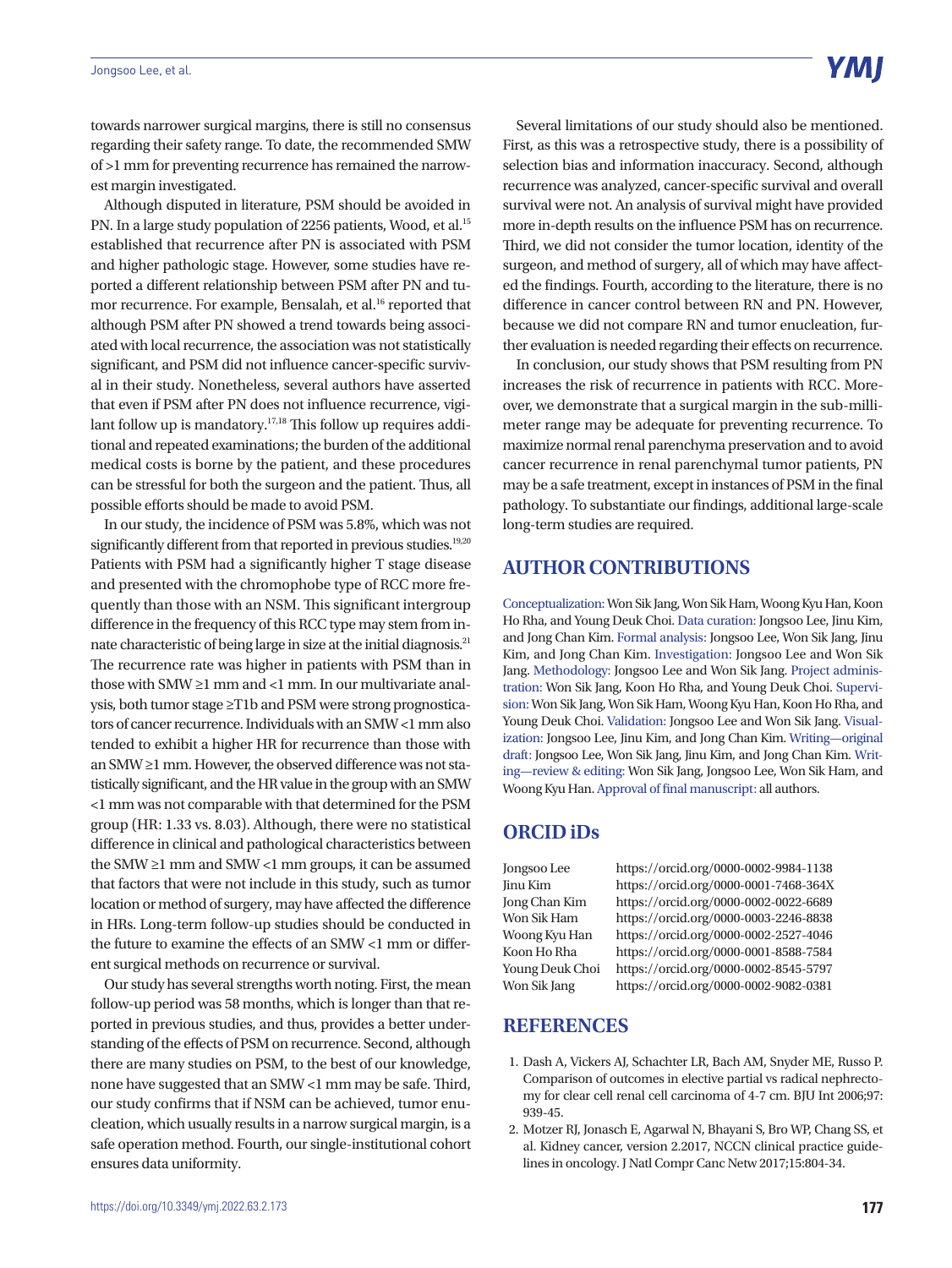towards narrower surgical margins, there is still no consensus regarding their safety range. To date, the recommended SMW of >1 mm for preventing recurrence has remained the narrowest margin investigated.

Although disputed in literature, PSM should be avoided in PN. In a large study population of 2256 patients, Wood, et al.[15] established that recurrence after PN is associated with PSM and higher pathologic stage. However, some studies have reported a different relationship between PSM after PN and tumor recurrence. For example, Bensalah, et al.[16] reported that although PSM after PN showed a trend towards being associated with local recurrence, the association was not statistically significant, and PSM did not influence cancer-specific survival in their study. Nonetheless, several authors have asserted that even if PSM after PN does not influence recurrence, vigilant follow up is mandatory.[17,18] This follow up requires additional and repeated examinations; the burden of the additional medical costs is borne by the patient, and these procedures can be stressful for both the surgeon and the patient. Thus, all possible efforts should be made to avoid PSM.

In our study, the incidence of PSM was 5.8%, which was not significantly different from that reported in previous studies.[19,20] Patients with PSM had a significantly higher T stage disease and presented with the chromophobe type of RCC more frequently than those with an NSM. This significant intergroup difference in the frequency of this RCC type may stem from innate characteristic of being large in size at the initial diagnosis.[21] The recurrence rate was higher in patients with PSM than in those with SMW ≥1 mm and <1 mm. In our multivariate analysis, both tumor stage ≥T1b and PSM were strong prognosticators of cancer recurrence. Individuals with an SMW <1 mm also tended to exhibit a higher HR for recurrence than those with an SMW ≥1 mm. However, the observed difference was not statistically significant, and the HR value in the group with an SMW <1 mm was not comparable with that determined for the PSM group (HR: 1.33 vs. 8.03). Although, there were no statistical difference in clinical and pathological characteristics between the SMW ≥1 mm and SMW <1 mm groups, it can be assumed that factors that were not include in this study, such as tumor location or method of surgery, may have affected the difference in HRs. Long-term follow-up studies should be conducted in the future to examine the effects of an SMW <1 mm or different surgical methods on recurrence or survival.

Our study has several strengths worth noting. First, the mean follow-up period was 58 months, which is longer than that reported in previous studies, and thus, provides a better understanding of the effects of PSM on recurrence. Second, although there are many studies on PSM, to the best of our knowledge, none have suggested that an SMW <1 mm may be safe. Third, our study confirms that if NSM can be achieved, tumor enucleation, which usually results in a narrow surgical margin, is a safe operation method. Fourth, our single-institutional cohort ensures data uniformity.

Several limitations of our study should also be mentioned. First, as this was a retrospective study, there is a possibility of selection bias and information inaccuracy. Second, although recurrence was analyzed, cancer-specific survival and overall survival were not. An analysis of survival might have provided more in-depth results on the influence PSM has on recurrence. Third, we did not consider the tumor location, identity of the surgeon, and method of surgery, all of which may have affected the findings. Fourth, according to the literature, there is no difference in cancer control between RN and PN. However, because we did not compare RN and tumor enucleation, further evaluation is needed regarding their effects on recurrence.

In conclusion, our study shows that PSM resulting from PN increases the risk of recurrence in patients with RCC. Moreover, we demonstrate that a surgical margin in the sub-millimeter range may be adequate for preventing recurrence. To maximize normal renal parenchyma preservation and to avoid cancer recurrence in renal parenchymal tumor patients, PN may be a safe treatment, except in instances of PSM in the final pathology. To substantiate our findings, additional large-scale long-term studies are required.

## AUTHOR CONTRIBUTIONS

Conceptualization: Won Sik Jang, Won Sik Ham, Woong Kyu Han, Koon Ho Rha, and Young Deuk Choi. Data curation: Jongsoo Lee, Jinu Kim, and Jong Chan Kim. Formal analysis: Jongsoo Lee, Won Sik Jang, Jinu Kim, and Jong Chan Kim. Investigation: Jongsoo Lee and Won Sik Jang. Methodology: Jongsoo Lee and Won Sik Jang. Project administration: Won Sik Jang, Koon Ho Rha, and Young Deuk Choi. Supervision: Won Sik Jang, Won Sik Ham, Woong Kyu Han, Koon Ho Rha, and Young Deuk Choi. Validation: Jongsoo Lee and Won Sik Jang. Visualization: Jongsoo Lee, Jinu Kim, and Jong Chan Kim. Writing—original draft: Jongsoo Lee, Won Sik Jang, Jinu Kim, and Jong Chan Kim. Writing—review & editing: Won Sik Jang, Jongsoo Lee, Won Sik Ham, and Woong Kyu Han. Approval of final manuscript: all authors.

## ORCID iDs

| | |
|---|---|
| Jongsoo Lee | https://orcid.org/0000-0002-9984-1138 |
| Jinu Kim | https://orcid.org/0000-0001-7468-364X |
| Jong Chan Kim | https://orcid.org/0000-0002-0022-6689 |
| Won Sik Ham | https://orcid.org/0000-0003-2246-8838 |
| Woong Kyu Han | https://orcid.org/0000-0002-2527-4046 |
| Koon Ho Rha | https://orcid.org/0000-0001-8588-7584 |
| Young Deuk Choi | https://orcid.org/0000-0002-8545-5797 |
| Won Sik Jang | https://orcid.org/0000-0002-9082-0381 |

## REFERENCES

1. Dash A, Vickers AJ, Schachter LR, Bach AM, Snyder ME, Russo P. Comparison of outcomes in elective partial vs radical nephrectomy for clear cell renal cell carcinoma of 4-7 cm. BJU Int 2006;97:939-45.
2. Motzer RJ, Jonasch E, Agarwal N, Bhayani S, Bro WP, Chang SS, et al. Kidney cancer, version 2.2017, NCCN clinical practice guidelines in oncology. J Natl Compr Canc Netw 2017;15:804-34.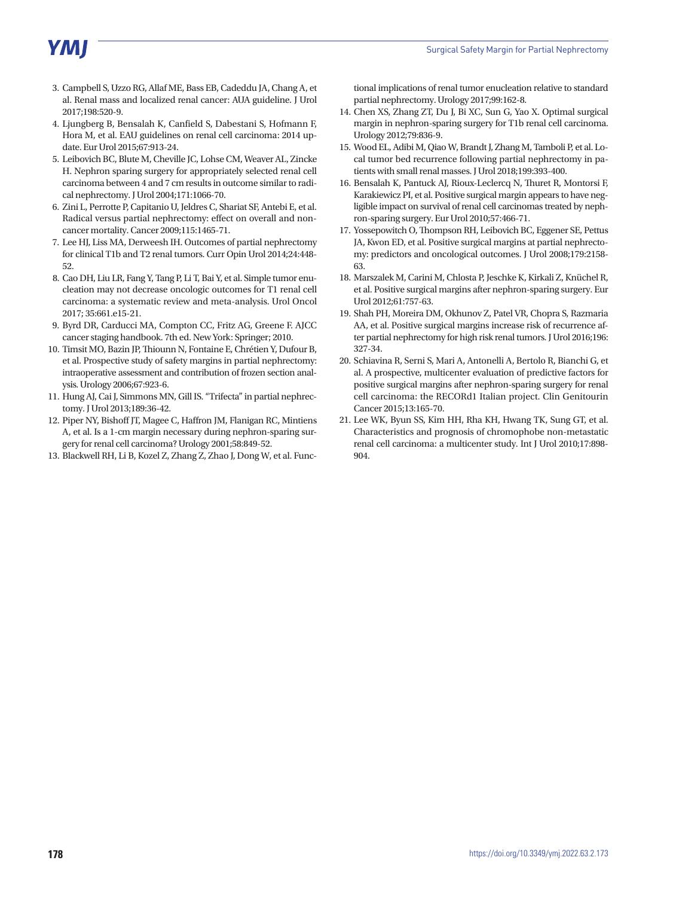3. Campbell S, Uzzo RG, Allaf ME, Bass EB, Cadeddu JA, Chang A, et al. Renal mass and localized renal cancer: AUA guideline. J Urol 2017;198:520-9.
4. Ljungberg B, Bensalah K, Canfield S, Dabestani S, Hofmann F, Hora M, et al. EAU guidelines on renal cell carcinoma: 2014 update. Eur Urol 2015;67:913-24.
5. Leibovich BC, Blute M, Cheville JC, Lohse CM, Weaver AL, Zincke H. Nephron sparing surgery for appropriately selected renal cell carcinoma between 4 and 7 cm results in outcome similar to radical nephrectomy. J Urol 2004;171:1066-70.
6. Zini L, Perrotte P, Capitanio U, Jeldres C, Shariat SF, Antebi E, et al. Radical versus partial nephrectomy: effect on overall and noncancer mortality. Cancer 2009;115:1465-71.
7. Lee HJ, Liss MA, Derweesh IH. Outcomes of partial nephrectomy for clinical T1b and T2 renal tumors. Curr Opin Urol 2014;24:448-52.
8. Cao DH, Liu LR, Fang Y, Tang P, Li T, Bai Y, et al. Simple tumor enucleation may not decrease oncologic outcomes for T1 renal cell carcinoma: a systematic review and meta-analysis. Urol Oncol 2017; 35:661.e15-21.
9. Byrd DR, Carducci MA, Compton CC, Fritz AG, Greene F. AJCC cancer staging handbook. 7th ed. New York: Springer; 2010.
10. Timsit MO, Bazin JP, Thiounn N, Fontaine E, Chrétien Y, Dufour B, et al. Prospective study of safety margins in partial nephrectomy: intraoperative assessment and contribution of frozen section analysis. Urology 2006;67:923-6.
11. Hung AJ, Cai J, Simmons MN, Gill IS. "Trifecta" in partial nephrectomy. J Urol 2013;189:36-42.
12. Piper NY, Bishoff JT, Magee C, Haffron JM, Flanigan RC, Mintiens A, et al. Is a 1-cm margin necessary during nephron-sparing surgery for renal cell carcinoma? Urology 2001;58:849-52.
13. Blackwell RH, Li B, Kozel Z, Zhang Z, Zhao J, Dong W, et al. Functional implications of renal tumor enucleation relative to standard partial nephrectomy. Urology 2017;99:162-8.
14. Chen XS, Zhang ZT, Du J, Bi XC, Sun G, Yao X. Optimal surgical margin in nephron-sparing surgery for T1b renal cell carcinoma. Urology 2012;79:836-9.
15. Wood EL, Adibi M, Qiao W, Brandt J, Zhang M, Tamboli P, et al. Local tumor bed recurrence following partial nephrectomy in patients with small renal masses. J Urol 2018;199:393-400.
16. Bensalah K, Pantuck AJ, Rioux-Leclercq N, Thuret R, Montorsi F, Karakiewicz PI, et al. Positive surgical margin appears to have negligible impact on survival of renal cell carcinomas treated by nephron-sparing surgery. Eur Urol 2010;57:466-71.
17. Yossepowitch O, Thompson RH, Leibovich BC, Eggener SE, Pettus JA, Kwon ED, et al. Positive surgical margins at partial nephrectomy: predictors and oncological outcomes. J Urol 2008;179:2158-63.
18. Marszalek M, Carini M, Chlosta P, Jeschke K, Kirkali Z, Knüchel R, et al. Positive surgical margins after nephron-sparing surgery. Eur Urol 2012;61:757-63.
19. Shah PH, Moreira DM, Okhunov Z, Patel VR, Chopra S, Razmaria AA, et al. Positive surgical margins increase risk of recurrence after partial nephrectomy for high risk renal tumors. J Urol 2016;196:327-34.
20. Schiavina R, Serni S, Mari A, Antonelli A, Bertolo R, Bianchi G, et al. A prospective, multicenter evaluation of predictive factors for positive surgical margins after nephron-sparing surgery for renal cell carcinoma: the RECORd1 Italian project. Clin Genitourin Cancer 2015;13:165-70.
21. Lee WK, Byun SS, Kim HH, Rha KH, Hwang TK, Sung GT, et al. Characteristics and prognosis of chromophobe non-metastatic renal cell carcinoma: a multicenter study. Int J Urol 2010;17:898-904.